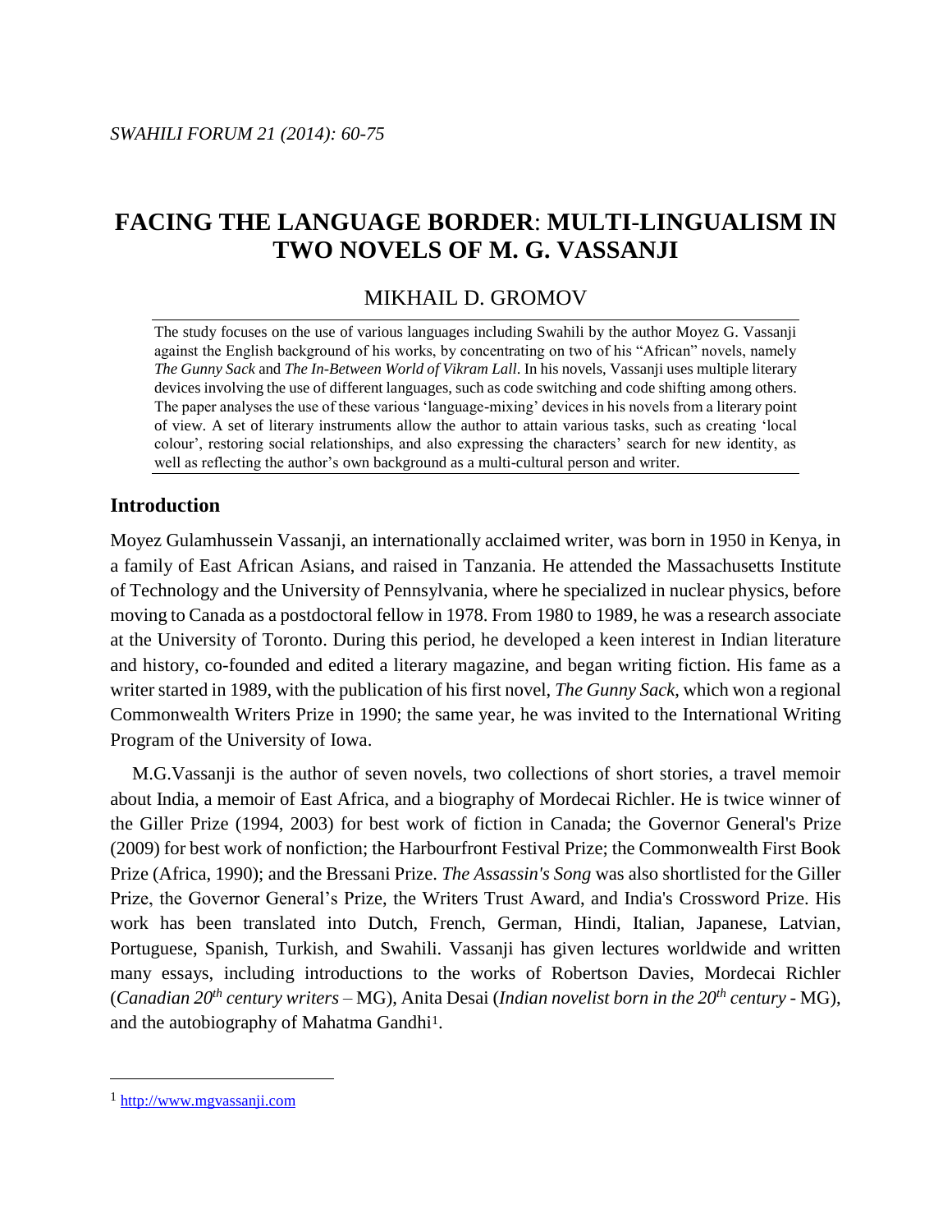# FACING THE LANGUAGE BORDER: MULTI-LINGUALISM IN TWO NOVELS OF M. G. VASSANJI

MIKHAIL D. GROMOV

The study focuses on the use of various languages including Swahili by the author Moyez G. Vassanji against the English background of his works, by concentrating on two of his "African" novels, namely *The Gunny Sack* and *The In-Between World of Vikram Lall*. In his novels, Vassanji uses multiple literary devices involving the use of different languages, such as code switching and code shifting among others. The paper analyses the use of these various 'language-mixing' devices in his novels from a literary point of view. A set of literary instruments allow the author to attain various tasks, such as creating 'local colour', restoring social relationships, and also expressing the characters' search for new identity, as well as reflecting the author's own background as a multi-cultural person and writer.

## Introduction

Moyez Gulamhussein Vassanji, an internationally acclaimed writer, was born in 1950 in Kenya, in a family of East African Asians, and raised in Tanzania. He attended the Massachusetts Institute of Technology and the University of Pennsylvania, where he specialized in nuclear physics, before moving to Canada as a postdoctoral fellow in 1978. From 1980 to 1989, he was a research associate at the University of Toronto. During this period, he developed a keen interest in Indian literature and history, co-founded and edited a literary magazine, and began writing fiction. His fame as a writer started in 1989, with the publication of his first novel, *The Gunny Sack*, which won a regional Commonwealth Writers Prize in 1990; the same year, he was invited to the International Writing Program of the University of Iowa.

M.G.Vassanji is the author of seven novels, two collections of short stories, a travel memoir about India, a memoir of East Africa, and a biography of Mordecai Richler. He is twice winner of the Giller Prize (1994, 2003) for best work of fiction in Canada; the Governor General's Prize (2009) for best work of nonfiction; the Harbourfront Festival Prize; the Commonwealth First Book Prize (Africa, 1990); and the Bressani Prize. *The Assassin's Song* was also shortlisted for the Giller Prize, the Governor General's Prize, the Writers Trust Award, and India's Crossword Prize. His work has been translated into Dutch, French, German, Hindi, Italian, Japanese, Latvian, Portuguese, Spanish, Turkish, and Swahili. Vassanji has given lectures worldwide and written many essays, including introductions to the works of Robertson Davies, Mordecai Richler (*Canadian 20th century writers* – MG), Anita Desai (*Indian novelist born in the 20th century* - MG), and the autobiography of Mahatma Gandhi[1].

[1] http://www.mgvassanji.com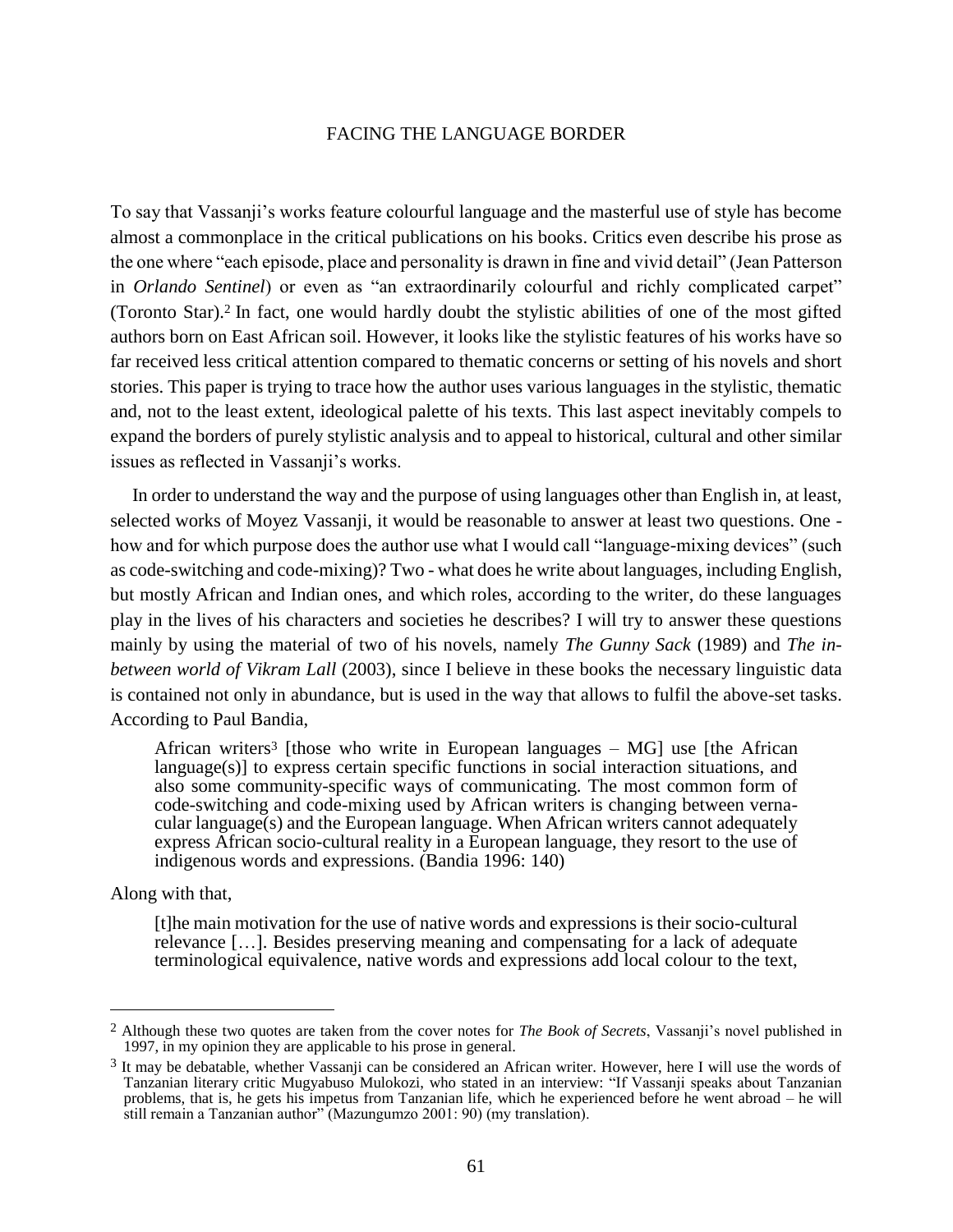## FACING THE LANGUAGE BORDER

To say that Vassanji's works feature colourful language and the masterful use of style has become almost a commonplace in the critical publications on his books. Critics even describe his prose as the one where "each episode, place and personality is drawn in fine and vivid detail" (Jean Patterson in *Orlando Sentinel*) or even as "an extraordinarily colourful and richly complicated carpet" (Toronto Star).[2] In fact, one would hardly doubt the stylistic abilities of one of the most gifted authors born on East African soil. However, it looks like the stylistic features of his works have so far received less critical attention compared to thematic concerns or setting of his novels and short stories. This paper is trying to trace how the author uses various languages in the stylistic, thematic and, not to the least extent, ideological palette of his texts. This last aspect inevitably compels to expand the borders of purely stylistic analysis and to appeal to historical, cultural and other similar issues as reflected in Vassanji's works.

In order to understand the way and the purpose of using languages other than English in, at least, selected works of Moyez Vassanji, it would be reasonable to answer at least two questions. One - how and for which purpose does the author use what I would call "language-mixing devices" (such as code-switching and code-mixing)? Two - what does he write about languages, including English, but mostly African and Indian ones, and which roles, according to the writer, do these languages play in the lives of his characters and societies he describes? I will try to answer these questions mainly by using the material of two of his novels, namely *The Gunny Sack* (1989) and *The in-between world of Vikram Lall* (2003), since I believe in these books the necessary linguistic data is contained not only in abundance, but is used in the way that allows to fulfil the above-set tasks. According to Paul Bandia,

> African writers[3] [those who write in European languages – MG] use [the African language(s)] to express certain specific functions in social interaction situations, and also some community-specific ways of communicating. The most common form of code-switching and code-mixing used by African writers is changing between vernacular language(s) and the European language. When African writers cannot adequately express African socio-cultural reality in a European language, they resort to the use of indigenous words and expressions. (Bandia 1996: 140)

Along with that,

> [t]he main motivation for the use of native words and expressions is their socio-cultural relevance […]. Besides preserving meaning and compensating for a lack of adequate terminological equivalence, native words and expressions add local colour to the text,

---

[2] Although these two quotes are taken from the cover notes for *The Book of Secrets*, Vassanji's novel published in 1997, in my opinion they are applicable to his prose in general.

[3] It may be debatable, whether Vassanji can be considered an African writer. However, here I will use the words of Tanzanian literary critic Mugyabuso Mulokozi, who stated in an interview: "If Vassanji speaks about Tanzanian problems, that is, he gets his impetus from Tanzanian life, which he experienced before he went abroad – he will still remain a Tanzanian author" (Mazungumzo 2001: 90) (my translation).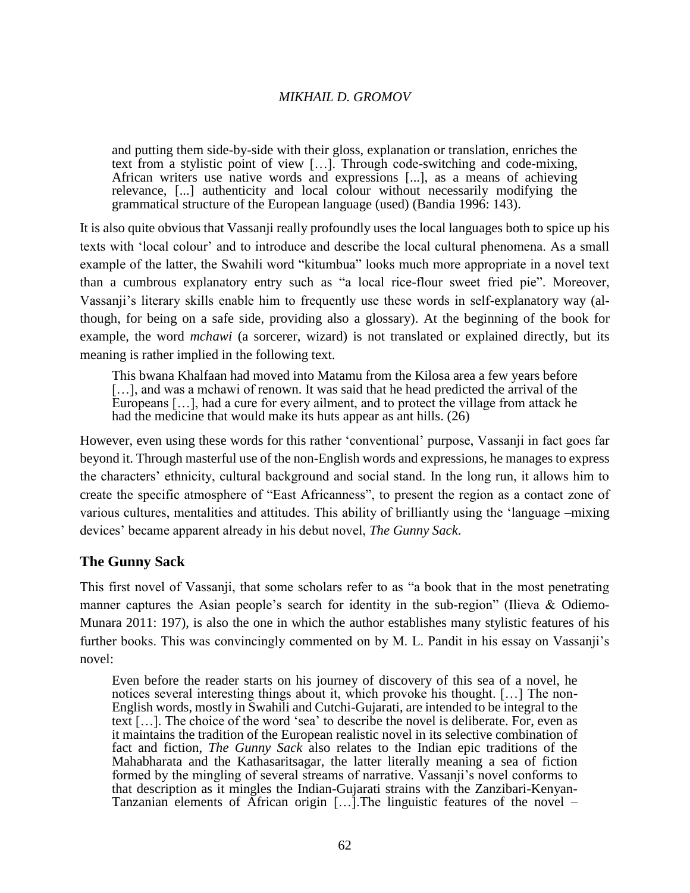> and putting them side-by-side with their gloss, explanation or translation, enriches the text from a stylistic point of view […]. Through code-switching and code-mixing, African writers use native words and expressions [...], as a means of achieving relevance, [...] authenticity and local colour without necessarily modifying the grammatical structure of the European language (used) (Bandia 1996: 143).

It is also quite obvious that Vassanji really profoundly uses the local languages both to spice up his texts with 'local colour' and to introduce and describe the local cultural phenomena. As a small example of the latter, the Swahili word "kitumbua" looks much more appropriate in a novel text than a cumbrous explanatory entry such as "a local rice-flour sweet fried pie". Moreover, Vassanji's literary skills enable him to frequently use these words in self-explanatory way (although, for being on a safe side, providing also a glossary). At the beginning of the book for example, the word *mchawi* (a sorcerer, wizard) is not translated or explained directly, but its meaning is rather implied in the following text.

> This bwana Khalfaan had moved into Matamu from the Kilosa area a few years before […], and was a mchawi of renown. It was said that he head predicted the arrival of the Europeans […], had a cure for every ailment, and to protect the village from attack he had the medicine that would make its huts appear as ant hills. (26)

However, even using these words for this rather 'conventional' purpose, Vassanji in fact goes far beyond it. Through masterful use of the non-English words and expressions, he manages to express the characters' ethnicity, cultural background and social stand. In the long run, it allows him to create the specific atmosphere of "East Africanness", to present the region as a contact zone of various cultures, mentalities and attitudes. This ability of brilliantly using the 'language –mixing devices' became apparent already in his debut novel, *The Gunny Sack*.

## The Gunny Sack

This first novel of Vassanji, that some scholars refer to as "a book that in the most penetrating manner captures the Asian people's search for identity in the sub-region" (Ilieva & Odiemo-Munara 2011: 197), is also the one in which the author establishes many stylistic features of his further books. This was convincingly commented on by M. L. Pandit in his essay on Vassanji's novel:

> Even before the reader starts on his journey of discovery of this sea of a novel, he notices several interesting things about it, which provoke his thought. […] The non-English words, mostly in Swahili and Cutchi-Gujarati, are intended to be integral to the text […]. The choice of the word 'sea' to describe the novel is deliberate. For, even as it maintains the tradition of the European realistic novel in its selective combination of fact and fiction, *The Gunny Sack* also relates to the Indian epic traditions of the Mahabharata and the Kathasaritsagar, the latter literally meaning a sea of fiction formed by the mingling of several streams of narrative. Vassanji's novel conforms to that description as it mingles the Indian-Gujarati strains with the Zanzibari-Kenyan-Tanzanian elements of African origin […].The linguistic features of the novel –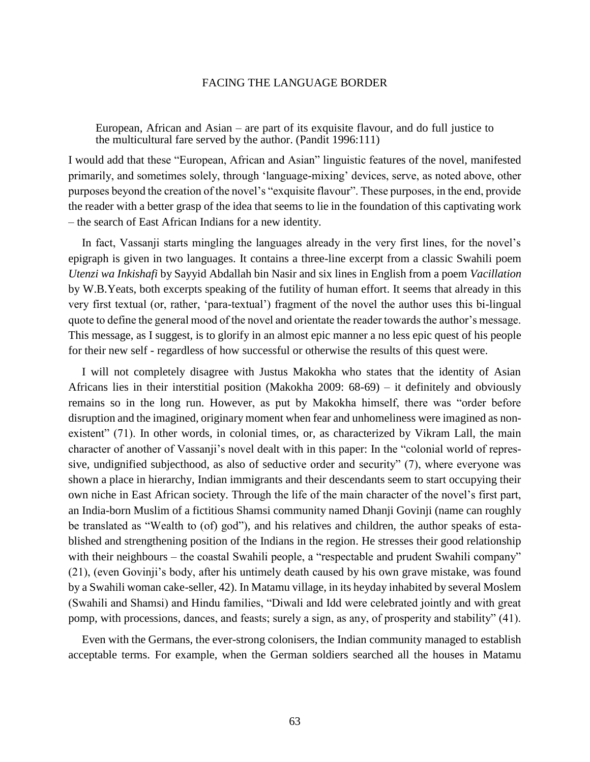European, African and Asian – are part of its exquisite flavour, and do full justice to the multicultural fare served by the author. (Pandit 1996:111)

I would add that these "European, African and Asian" linguistic features of the novel, manifested primarily, and sometimes solely, through 'language-mixing' devices, serve, as noted above, other purposes beyond the creation of the novel's "exquisite flavour". These purposes, in the end, provide the reader with a better grasp of the idea that seems to lie in the foundation of this captivating work – the search of East African Indians for a new identity.

In fact, Vassanji starts mingling the languages already in the very first lines, for the novel's epigraph is given in two languages. It contains a three-line excerpt from a classic Swahili poem *Utenzi wa Inkishafi* by Sayyid Abdallah bin Nasir and six lines in English from a poem *Vacillation* by W.B.Yeats, both excerpts speaking of the futility of human effort. It seems that already in this very first textual (or, rather, 'para-textual') fragment of the novel the author uses this bi-lingual quote to define the general mood of the novel and orientate the reader towards the author's message. This message, as I suggest, is to glorify in an almost epic manner a no less epic quest of his people for their new self - regardless of how successful or otherwise the results of this quest were.

I will not completely disagree with Justus Makokha who states that the identity of Asian Africans lies in their interstitial position (Makokha 2009: 68-69) – it definitely and obviously remains so in the long run. However, as put by Makokha himself, there was "order before disruption and the imagined, originary moment when fear and unhomeliness were imagined as non-existent" (71). In other words, in colonial times, or, as characterized by Vikram Lall, the main character of another of Vassanji's novel dealt with in this paper: In the "colonial world of repressive, undignified subjecthood, as also of seductive order and security" (7), where everyone was shown a place in hierarchy, Indian immigrants and their descendants seem to start occupying their own niche in East African society. Through the life of the main character of the novel's first part, an India-born Muslim of a fictitious Shamsi community named Dhanji Govinji (name can roughly be translated as "Wealth to (of) god"), and his relatives and children, the author speaks of established and strengthening position of the Indians in the region. He stresses their good relationship with their neighbours – the coastal Swahili people, a "respectable and prudent Swahili company" (21), (even Govinji's body, after his untimely death caused by his own grave mistake, was found by a Swahili woman cake-seller, 42). In Matamu village, in its heyday inhabited by several Moslem (Swahili and Shamsi) and Hindu families, "Diwali and Idd were celebrated jointly and with great pomp, with processions, dances, and feasts; surely a sign, as any, of prosperity and stability" (41).

Even with the Germans, the ever-strong colonisers, the Indian community managed to establish acceptable terms. For example, when the German soldiers searched all the houses in Matamu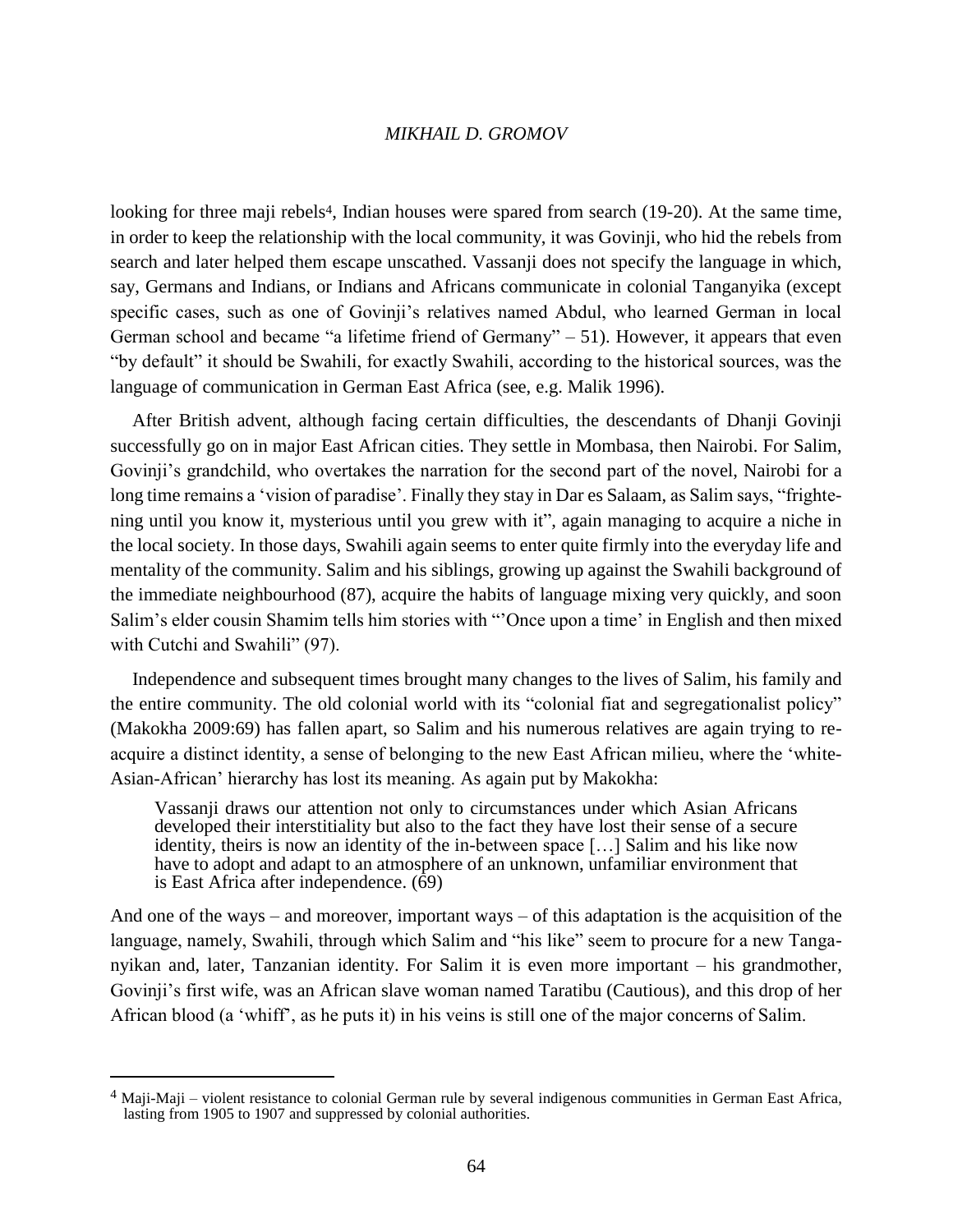looking for three maji rebels[4], Indian houses were spared from search (19-20). At the same time, in order to keep the relationship with the local community, it was Govinji, who hid the rebels from search and later helped them escape unscathed. Vassanji does not specify the language in which, say, Germans and Indians, or Indians and Africans communicate in colonial Tanganyika (except specific cases, such as one of Govinji's relatives named Abdul, who learned German in local German school and became "a lifetime friend of Germany" – 51). However, it appears that even "by default" it should be Swahili, for exactly Swahili, according to the historical sources, was the language of communication in German East Africa (see, e.g. Malik 1996).

After British advent, although facing certain difficulties, the descendants of Dhanji Govinji successfully go on in major East African cities. They settle in Mombasa, then Nairobi. For Salim, Govinji's grandchild, who overtakes the narration for the second part of the novel, Nairobi for a long time remains a 'vision of paradise'. Finally they stay in Dar es Salaam, as Salim says, "frightening until you know it, mysterious until you grew with it", again managing to acquire a niche in the local society. In those days, Swahili again seems to enter quite firmly into the everyday life and mentality of the community. Salim and his siblings, growing up against the Swahili background of the immediate neighbourhood (87), acquire the habits of language mixing very quickly, and soon Salim's elder cousin Shamim tells him stories with "'Once upon a time' in English and then mixed with Cutchi and Swahili" (97).

Independence and subsequent times brought many changes to the lives of Salim, his family and the entire community. The old colonial world with its "colonial fiat and segregationalist policy" (Makokha 2009:69) has fallen apart, so Salim and his numerous relatives are again trying to re-acquire a distinct identity, a sense of belonging to the new East African milieu, where the 'white-Asian-African' hierarchy has lost its meaning. As again put by Makokha:

> Vassanji draws our attention not only to circumstances under which Asian Africans developed their interstitiality but also to the fact they have lost their sense of a secure identity, theirs is now an identity of the in-between space […] Salim and his like now have to adopt and adapt to an atmosphere of an unknown, unfamiliar environment that is East Africa after independence. (69)

And one of the ways – and moreover, important ways – of this adaptation is the acquisition of the language, namely, Swahili, through which Salim and "his like" seem to procure for a new Tanganyikan and, later, Tanzanian identity. For Salim it is even more important – his grandmother, Govinji's first wife, was an African slave woman named Taratibu (Cautious), and this drop of her African blood (a 'whiff', as he puts it) in his veins is still one of the major concerns of Salim.

---

[4] Maji-Maji – violent resistance to colonial German rule by several indigenous communities in German East Africa, lasting from 1905 to 1907 and suppressed by colonial authorities.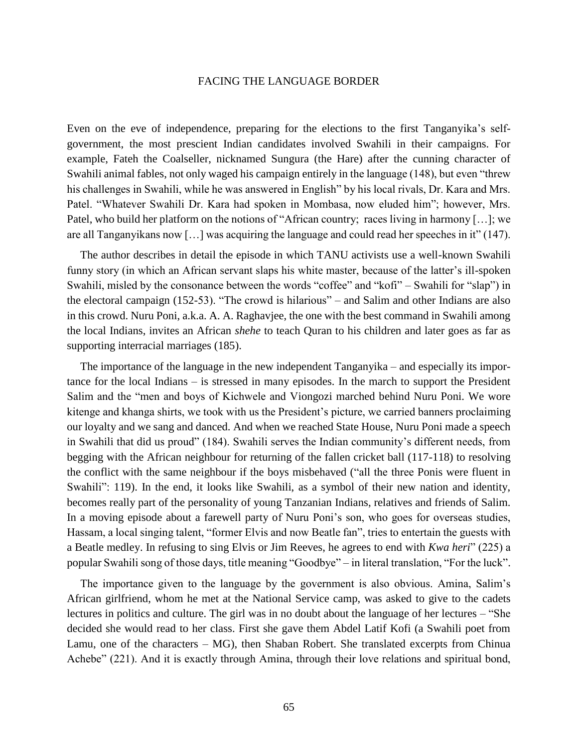Even on the eve of independence, preparing for the elections to the first Tanganyika's self-government, the most prescient Indian candidates involved Swahili in their campaigns. For example, Fateh the Coalseller, nicknamed Sungura (the Hare) after the cunning character of Swahili animal fables, not only waged his campaign entirely in the language (148), but even "threw his challenges in Swahili, while he was answered in English" by his local rivals, Dr. Kara and Mrs. Patel. "Whatever Swahili Dr. Kara had spoken in Mombasa, now eluded him"; however, Mrs. Patel, who build her platform on the notions of "African country; races living in harmony […]; we are all Tanganyikans now […] was acquiring the language and could read her speeches in it" (147).

The author describes in detail the episode in which TANU activists use a well-known Swahili funny story (in which an African servant slaps his white master, because of the latter's ill-spoken Swahili, misled by the consonance between the words "coffee" and "kofi" – Swahili for "slap") in the electoral campaign (152-53). "The crowd is hilarious" – and Salim and other Indians are also in this crowd. Nuru Poni, a.k.a. A. A. Raghavjee, the one with the best command in Swahili among the local Indians, invites an African *shehe* to teach Quran to his children and later goes as far as supporting interracial marriages (185).

The importance of the language in the new independent Tanganyika – and especially its importance for the local Indians – is stressed in many episodes. In the march to support the President Salim and the "men and boys of Kichwele and Viongozi marched behind Nuru Poni. We wore kitenge and khanga shirts, we took with us the President's picture, we carried banners proclaiming our loyalty and we sang and danced. And when we reached State House, Nuru Poni made a speech in Swahili that did us proud" (184). Swahili serves the Indian community's different needs, from begging with the African neighbour for returning of the fallen cricket ball (117-118) to resolving the conflict with the same neighbour if the boys misbehaved ("all the three Ponis were fluent in Swahili": 119). In the end, it looks like Swahili, as a symbol of their new nation and identity, becomes really part of the personality of young Tanzanian Indians, relatives and friends of Salim. In a moving episode about a farewell party of Nuru Poni's son, who goes for overseas studies, Hassam, a local singing talent, "former Elvis and now Beatle fan", tries to entertain the guests with a Beatle medley. In refusing to sing Elvis or Jim Reeves, he agrees to end with *Kwa heri*" (225) a popular Swahili song of those days, title meaning "Goodbye" – in literal translation, "For the luck".

The importance given to the language by the government is also obvious. Amina, Salim's African girlfriend, whom he met at the National Service camp, was asked to give to the cadets lectures in politics and culture. The girl was in no doubt about the language of her lectures – "She decided she would read to her class. First she gave them Abdel Latif Kofi (a Swahili poet from Lamu, one of the characters – MG), then Shaban Robert. She translated excerpts from Chinua Achebe" (221). And it is exactly through Amina, through their love relations and spiritual bond,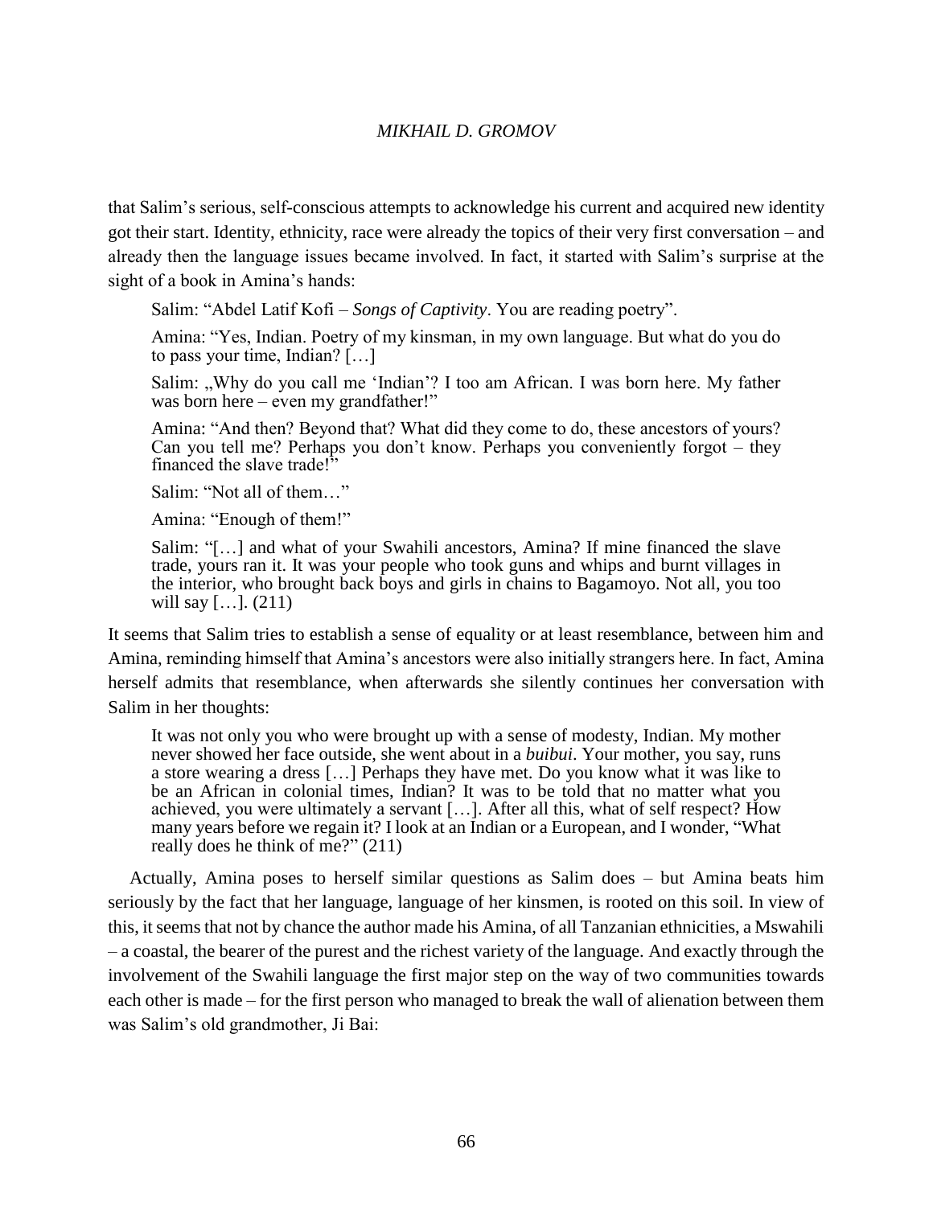that Salim's serious, self-conscious attempts to acknowledge his current and acquired new identity got their start. Identity, ethnicity, race were already the topics of their very first conversation – and already then the language issues became involved. In fact, it started with Salim's surprise at the sight of a book in Amina's hands:

> Salim: "Abdel Latif Kofi – *Songs of Captivity*. You are reading poetry".
>
> Amina: "Yes, Indian. Poetry of my kinsman, in my own language. But what do you do to pass your time, Indian? […]
>
> Salim: „Why do you call me 'Indian'? I too am African. I was born here. My father was born here – even my grandfather!"
>
> Amina: "And then? Beyond that? What did they come to do, these ancestors of yours? Can you tell me? Perhaps you don't know. Perhaps you conveniently forgot – they financed the slave trade!"
>
> Salim: "Not all of them…"
>
> Amina: "Enough of them!"
>
> Salim: "[…] and what of your Swahili ancestors, Amina? If mine financed the slave trade, yours ran it. It was your people who took guns and whips and burnt villages in the interior, who brought back boys and girls in chains to Bagamoyo. Not all, you too will say […]. (211)

It seems that Salim tries to establish a sense of equality or at least resemblance, between him and Amina, reminding himself that Amina's ancestors were also initially strangers here. In fact, Amina herself admits that resemblance, when afterwards she silently continues her conversation with Salim in her thoughts:

> It was not only you who were brought up with a sense of modesty, Indian. My mother never showed her face outside, she went about in a *buibui*. Your mother, you say, runs a store wearing a dress […] Perhaps they have met. Do you know what it was like to be an African in colonial times, Indian? It was to be told that no matter what you achieved, you were ultimately a servant […]. After all this, what of self respect? How many years before we regain it? I look at an Indian or a European, and I wonder, "What really does he think of me?" (211)

Actually, Amina poses to herself similar questions as Salim does – but Amina beats him seriously by the fact that her language, language of her kinsmen, is rooted on this soil. In view of this, it seems that not by chance the author made his Amina, of all Tanzanian ethnicities, a Mswahili – a coastal, the bearer of the purest and the richest variety of the language. And exactly through the involvement of the Swahili language the first major step on the way of two communities towards each other is made – for the first person who managed to break the wall of alienation between them was Salim's old grandmother, Ji Bai: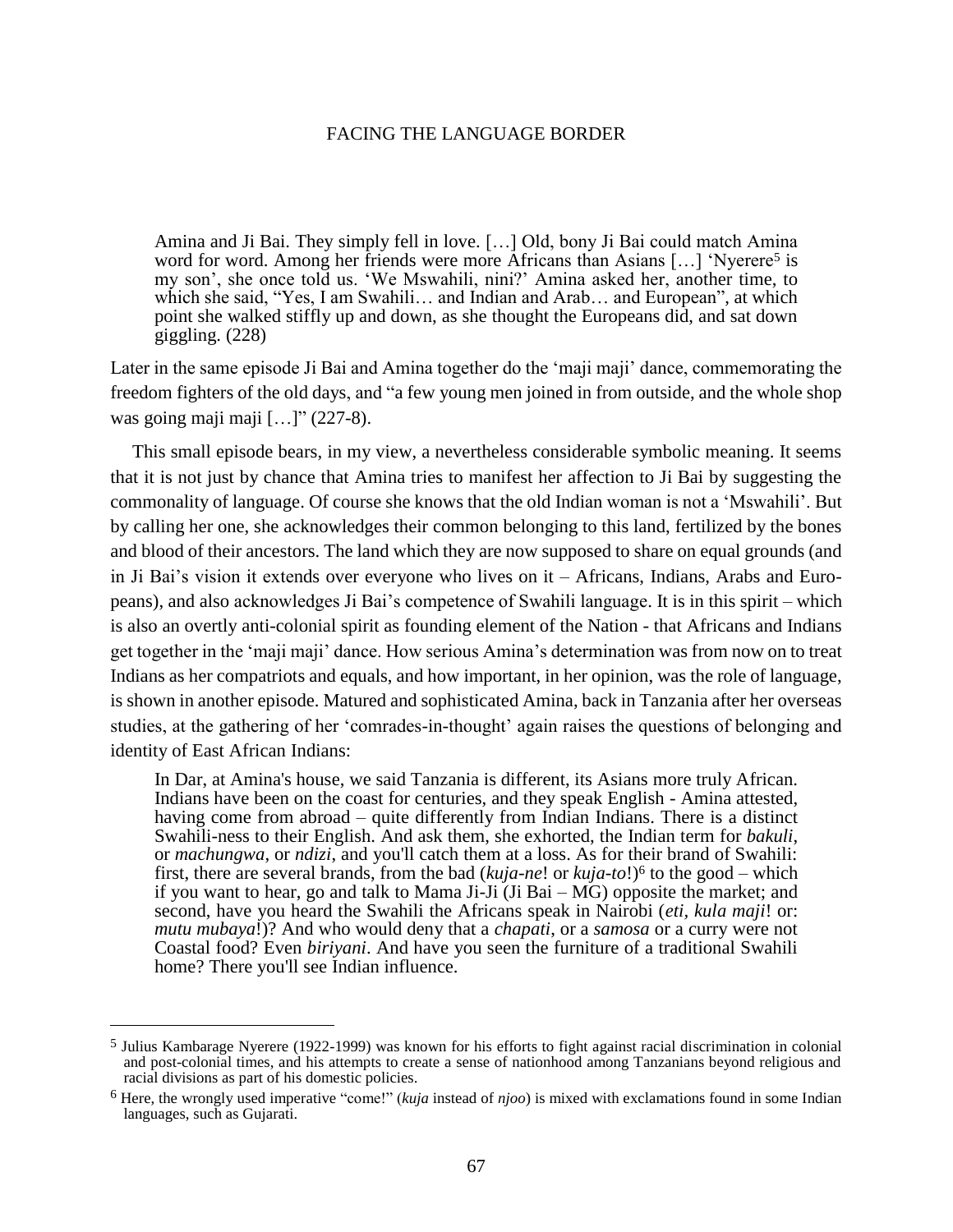> Amina and Ji Bai. They simply fell in love. […] Old, bony Ji Bai could match Amina word for word. Among her friends were more Africans than Asians […] 'Nyerere[5] is my son', she once told us. 'We Mswahili, nini?' Amina asked her, another time, to which she said, "Yes, I am Swahili… and Indian and Arab… and European", at which point she walked stiffly up and down, as she thought the Europeans did, and sat down giggling. (228)

Later in the same episode Ji Bai and Amina together do the 'maji maji' dance, commemorating the freedom fighters of the old days, and "a few young men joined in from outside, and the whole shop was going maji maji […]" (227-8).

This small episode bears, in my view, a nevertheless considerable symbolic meaning. It seems that it is not just by chance that Amina tries to manifest her affection to Ji Bai by suggesting the commonality of language. Of course she knows that the old Indian woman is not a 'Mswahili'. But by calling her one, she acknowledges their common belonging to this land, fertilized by the bones and blood of their ancestors. The land which they are now supposed to share on equal grounds (and in Ji Bai's vision it extends over everyone who lives on it – Africans, Indians, Arabs and Europeans), and also acknowledges Ji Bai's competence of Swahili language. It is in this spirit – which is also an overtly anti-colonial spirit as founding element of the Nation - that Africans and Indians get together in the 'maji maji' dance. How serious Amina's determination was from now on to treat Indians as her compatriots and equals, and how important, in her opinion, was the role of language, is shown in another episode. Matured and sophisticated Amina, back in Tanzania after her overseas studies, at the gathering of her 'comrades-in-thought' again raises the questions of belonging and identity of East African Indians:

> In Dar, at Amina's house, we said Tanzania is different, its Asians more truly African. Indians have been on the coast for centuries, and they speak English - Amina attested, having come from abroad – quite differently from Indian Indians. There is a distinct Swahili-ness to their English. And ask them, she exhorted, the Indian term for *bakuli*, or *machungwa*, or *ndizi*, and you'll catch them at a loss. As for their brand of Swahili: first, there are several brands, from the bad (*kuja-ne*! or *kuja-to*!)[6] to the good – which if you want to hear, go and talk to Mama Ji-Ji (Ji Bai – MG) opposite the market; and second, have you heard the Swahili the Africans speak in Nairobi (*eti*, *kula maji*! or: *mutu mubaya*!)? And who would deny that a *chapati*, or a *samosa* or a curry were not Coastal food? Even *biriyani*. And have you seen the furniture of a traditional Swahili home? There you'll see Indian influence.

---

[5] Julius Kambarage Nyerere (1922-1999) was known for his efforts to fight against racial discrimination in colonial and post-colonial times, and his attempts to create a sense of nationhood among Tanzanians beyond religious and racial divisions as part of his domestic policies.

[6] Here, the wrongly used imperative "come!" (*kuja* instead of *njoo*) is mixed with exclamations found in some Indian languages, such as Gujarati.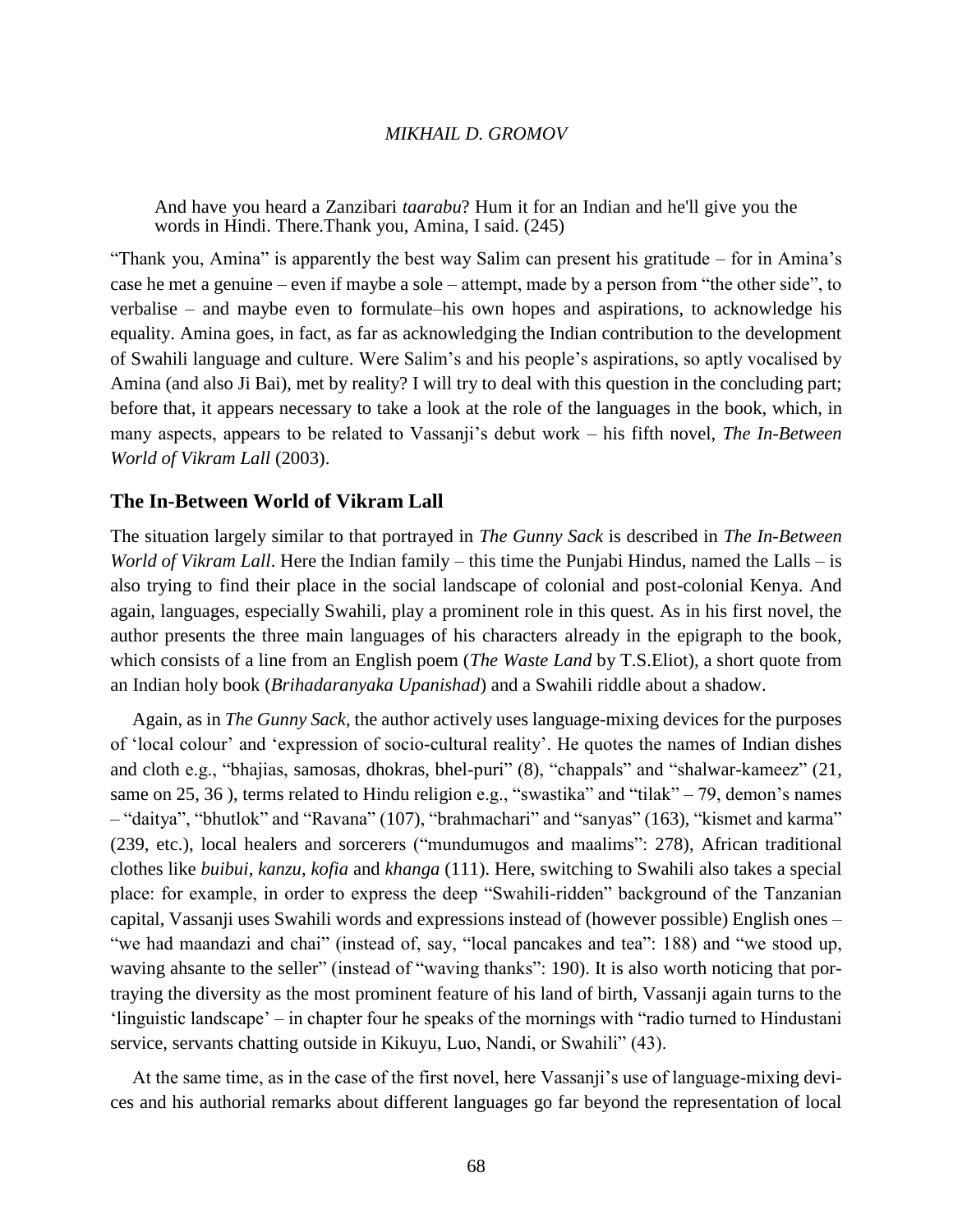> And have you heard a Zanzibari *taarabu*? Hum it for an Indian and he'll give you the words in Hindi. There.Thank you, Amina, I said. (245)

"Thank you, Amina" is apparently the best way Salim can present his gratitude – for in Amina's case he met a genuine – even if maybe a sole – attempt, made by a person from "the other side", to verbalise – and maybe even to formulate–his own hopes and aspirations, to acknowledge his equality. Amina goes, in fact, as far as acknowledging the Indian contribution to the development of Swahili language and culture. Were Salim's and his people's aspirations, so aptly vocalised by Amina (and also Ji Bai), met by reality? I will try to deal with this question in the concluding part; before that, it appears necessary to take a look at the role of the languages in the book, which, in many aspects, appears to be related to Vassanji's debut work – his fifth novel, *The In-Between World of Vikram Lall* (2003).

## The In-Between World of Vikram Lall

The situation largely similar to that portrayed in *The Gunny Sack* is described in *The In-Between World of Vikram Lall*. Here the Indian family – this time the Punjabi Hindus, named the Lalls – is also trying to find their place in the social landscape of colonial and post-colonial Kenya. And again, languages, especially Swahili, play a prominent role in this quest. As in his first novel, the author presents the three main languages of his characters already in the epigraph to the book, which consists of a line from an English poem (*The Waste Land* by T.S.Eliot), a short quote from an Indian holy book (*Brihadaranyaka Upanishad*) and a Swahili riddle about a shadow.

Again, as in *The Gunny Sack*, the author actively uses language-mixing devices for the purposes of 'local colour' and 'expression of socio-cultural reality'. He quotes the names of Indian dishes and cloth e.g., "bhajias, samosas, dhokras, bhel-puri" (8), "chappals" and "shalwar-kameez" (21, same on 25, 36 ), terms related to Hindu religion e.g., "swastika" and "tilak" – 79, demon's names – "daitya", "bhutlok" and "Ravana" (107), "brahmachari" and "sanyas" (163), "kismet and karma" (239, etc.), local healers and sorcerers ("mundumugos and maalims": 278), African traditional clothes like *buibui*, *kanzu*, *kofia* and *khanga* (111). Here, switching to Swahili also takes a special place: for example, in order to express the deep "Swahili-ridden" background of the Tanzanian capital, Vassanji uses Swahili words and expressions instead of (however possible) English ones – "we had maandazi and chai" (instead of, say, "local pancakes and tea": 188) and "we stood up, waving ahsante to the seller" (instead of "waving thanks": 190). It is also worth noticing that portraying the diversity as the most prominent feature of his land of birth, Vassanji again turns to the 'linguistic landscape' – in chapter four he speaks of the mornings with "radio turned to Hindustani service, servants chatting outside in Kikuyu, Luo, Nandi, or Swahili" (43).

At the same time, as in the case of the first novel, here Vassanji's use of language-mixing devices and his authorial remarks about different languages go far beyond the representation of local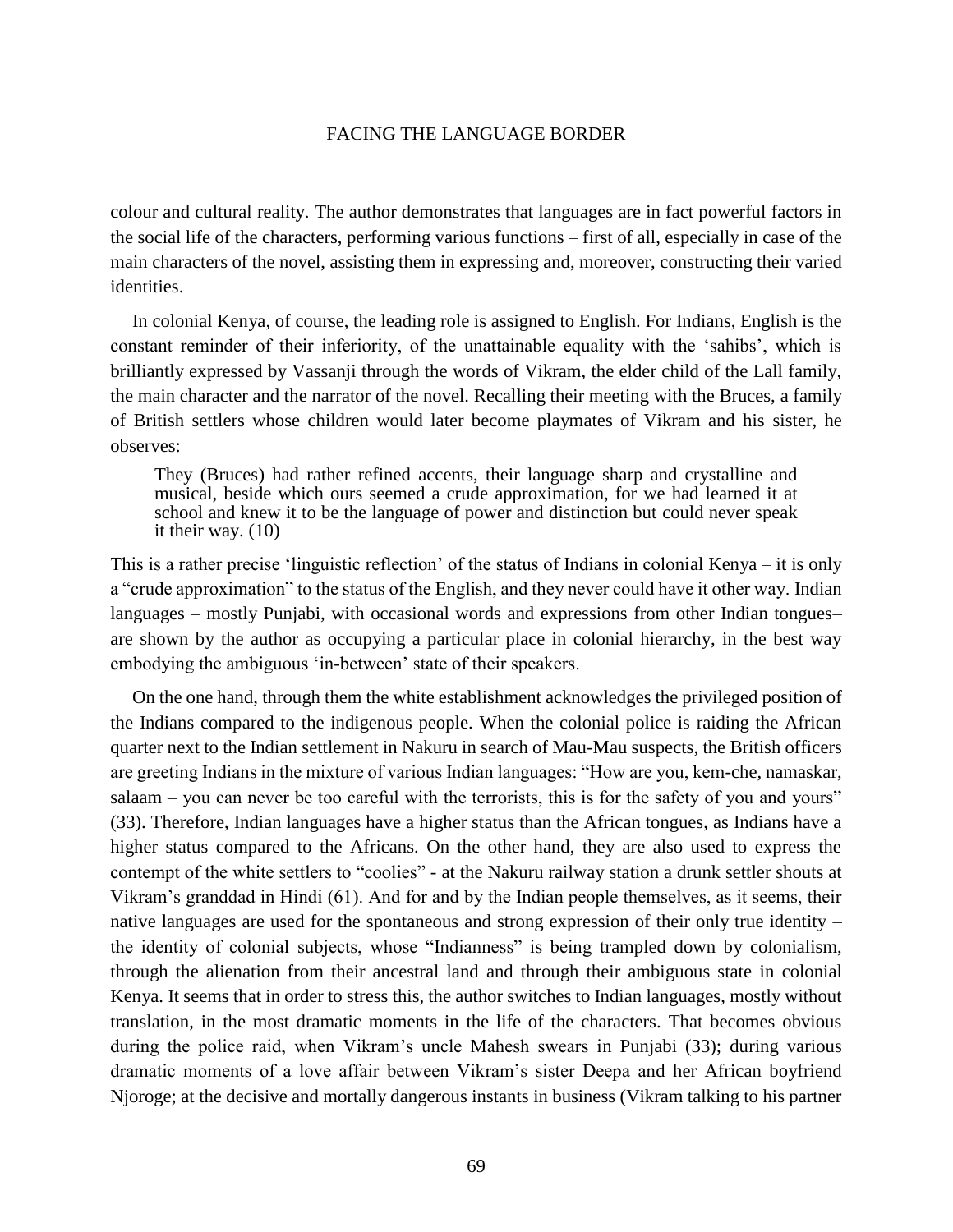colour and cultural reality. The author demonstrates that languages are in fact powerful factors in the social life of the characters, performing various functions – first of all, especially in case of the main characters of the novel, assisting them in expressing and, moreover, constructing their varied identities.

In colonial Kenya, of course, the leading role is assigned to English. For Indians, English is the constant reminder of their inferiority, of the unattainable equality with the 'sahibs', which is brilliantly expressed by Vassanji through the words of Vikram, the elder child of the Lall family, the main character and the narrator of the novel. Recalling their meeting with the Bruces, a family of British settlers whose children would later become playmates of Vikram and his sister, he observes:

> They (Bruces) had rather refined accents, their language sharp and crystalline and musical, beside which ours seemed a crude approximation, for we had learned it at school and knew it to be the language of power and distinction but could never speak it their way. (10)

This is a rather precise 'linguistic reflection' of the status of Indians in colonial Kenya – it is only a "crude approximation" to the status of the English, and they never could have it other way. Indian languages – mostly Punjabi, with occasional words and expressions from other Indian tongues– are shown by the author as occupying a particular place in colonial hierarchy, in the best way embodying the ambiguous 'in-between' state of their speakers.

On the one hand, through them the white establishment acknowledges the privileged position of the Indians compared to the indigenous people. When the colonial police is raiding the African quarter next to the Indian settlement in Nakuru in search of Mau-Mau suspects, the British officers are greeting Indians in the mixture of various Indian languages: "How are you, kem-che, namaskar, salaam – you can never be too careful with the terrorists, this is for the safety of you and yours" (33). Therefore, Indian languages have a higher status than the African tongues, as Indians have a higher status compared to the Africans. On the other hand, they are also used to express the contempt of the white settlers to "coolies" - at the Nakuru railway station a drunk settler shouts at Vikram's granddad in Hindi (61). And for and by the Indian people themselves, as it seems, their native languages are used for the spontaneous and strong expression of their only true identity – the identity of colonial subjects, whose "Indianness" is being trampled down by colonialism, through the alienation from their ancestral land and through their ambiguous state in colonial Kenya. It seems that in order to stress this, the author switches to Indian languages, mostly without translation, in the most dramatic moments in the life of the characters. That becomes obvious during the police raid, when Vikram's uncle Mahesh swears in Punjabi (33); during various dramatic moments of a love affair between Vikram's sister Deepa and her African boyfriend Njoroge; at the decisive and mortally dangerous instants in business (Vikram talking to his partner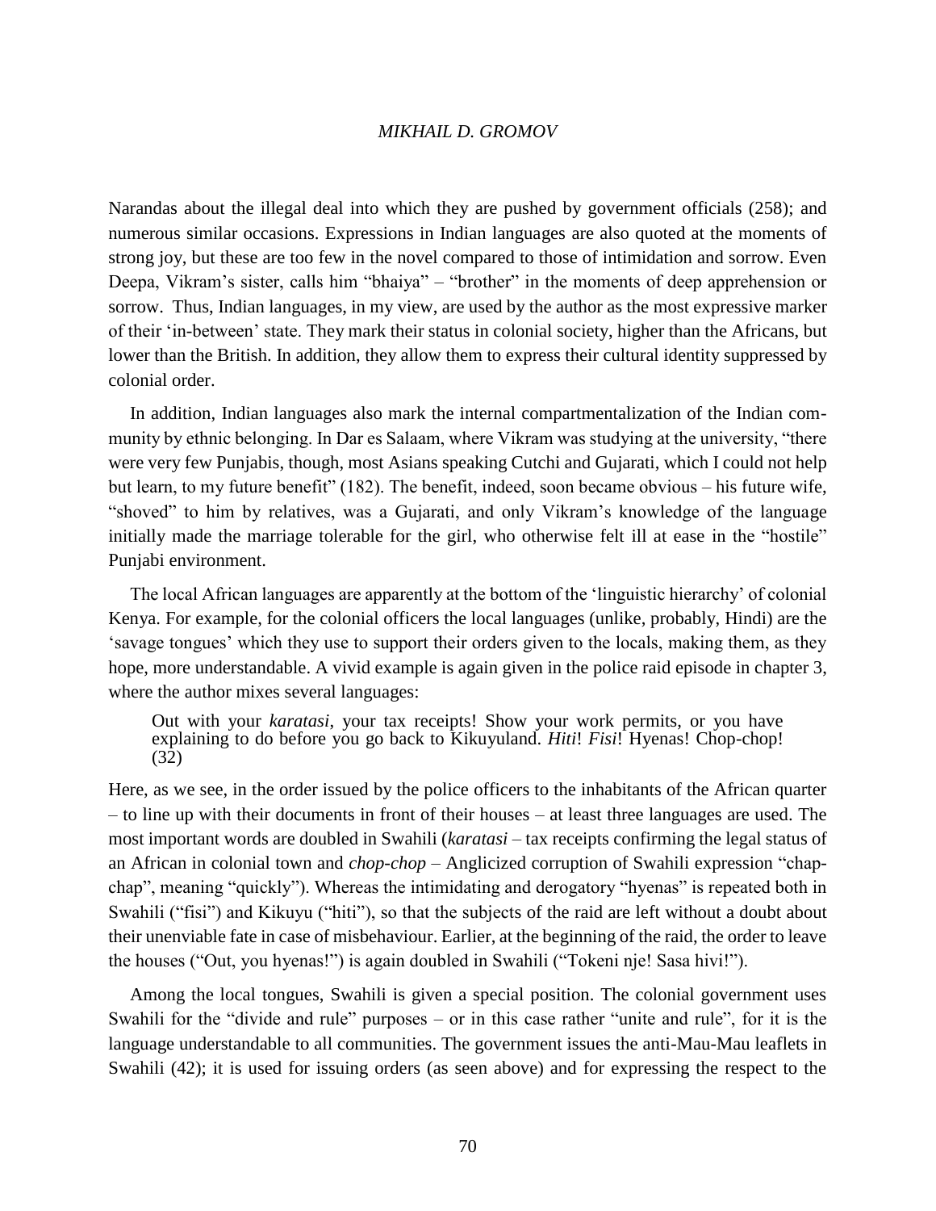Narandas about the illegal deal into which they are pushed by government officials (258); and numerous similar occasions. Expressions in Indian languages are also quoted at the moments of strong joy, but these are too few in the novel compared to those of intimidation and sorrow. Even Deepa, Vikram's sister, calls him "bhaiya" – "brother" in the moments of deep apprehension or sorrow. Thus, Indian languages, in my view, are used by the author as the most expressive marker of their 'in-between' state. They mark their status in colonial society, higher than the Africans, but lower than the British. In addition, they allow them to express their cultural identity suppressed by colonial order.

In addition, Indian languages also mark the internal compartmentalization of the Indian community by ethnic belonging. In Dar es Salaam, where Vikram was studying at the university, "there were very few Punjabis, though, most Asians speaking Cutchi and Gujarati, which I could not help but learn, to my future benefit" (182). The benefit, indeed, soon became obvious – his future wife, "shoved" to him by relatives, was a Gujarati, and only Vikram's knowledge of the language initially made the marriage tolerable for the girl, who otherwise felt ill at ease in the "hostile" Punjabi environment.

The local African languages are apparently at the bottom of the 'linguistic hierarchy' of colonial Kenya. For example, for the colonial officers the local languages (unlike, probably, Hindi) are the 'savage tongues' which they use to support their orders given to the locals, making them, as they hope, more understandable. A vivid example is again given in the police raid episode in chapter 3, where the author mixes several languages:

> Out with your *karatasi*, your tax receipts! Show your work permits, or you have explaining to do before you go back to Kikuyuland. *Hiti*! *Fisi*! Hyenas! Chop-chop! (32)

Here, as we see, in the order issued by the police officers to the inhabitants of the African quarter – to line up with their documents in front of their houses – at least three languages are used. The most important words are doubled in Swahili (*karatasi* – tax receipts confirming the legal status of an African in colonial town and *chop-chop* – Anglicized corruption of Swahili expression "chap-chap", meaning "quickly"). Whereas the intimidating and derogatory "hyenas" is repeated both in Swahili ("fisi") and Kikuyu ("hiti"), so that the subjects of the raid are left without a doubt about their unenviable fate in case of misbehaviour. Earlier, at the beginning of the raid, the order to leave the houses ("Out, you hyenas!") is again doubled in Swahili ("Tokeni nje! Sasa hivi!").

Among the local tongues, Swahili is given a special position. The colonial government uses Swahili for the "divide and rule" purposes – or in this case rather "unite and rule", for it is the language understandable to all communities. The government issues the anti-Mau-Mau leaflets in Swahili (42); it is used for issuing orders (as seen above) and for expressing the respect to the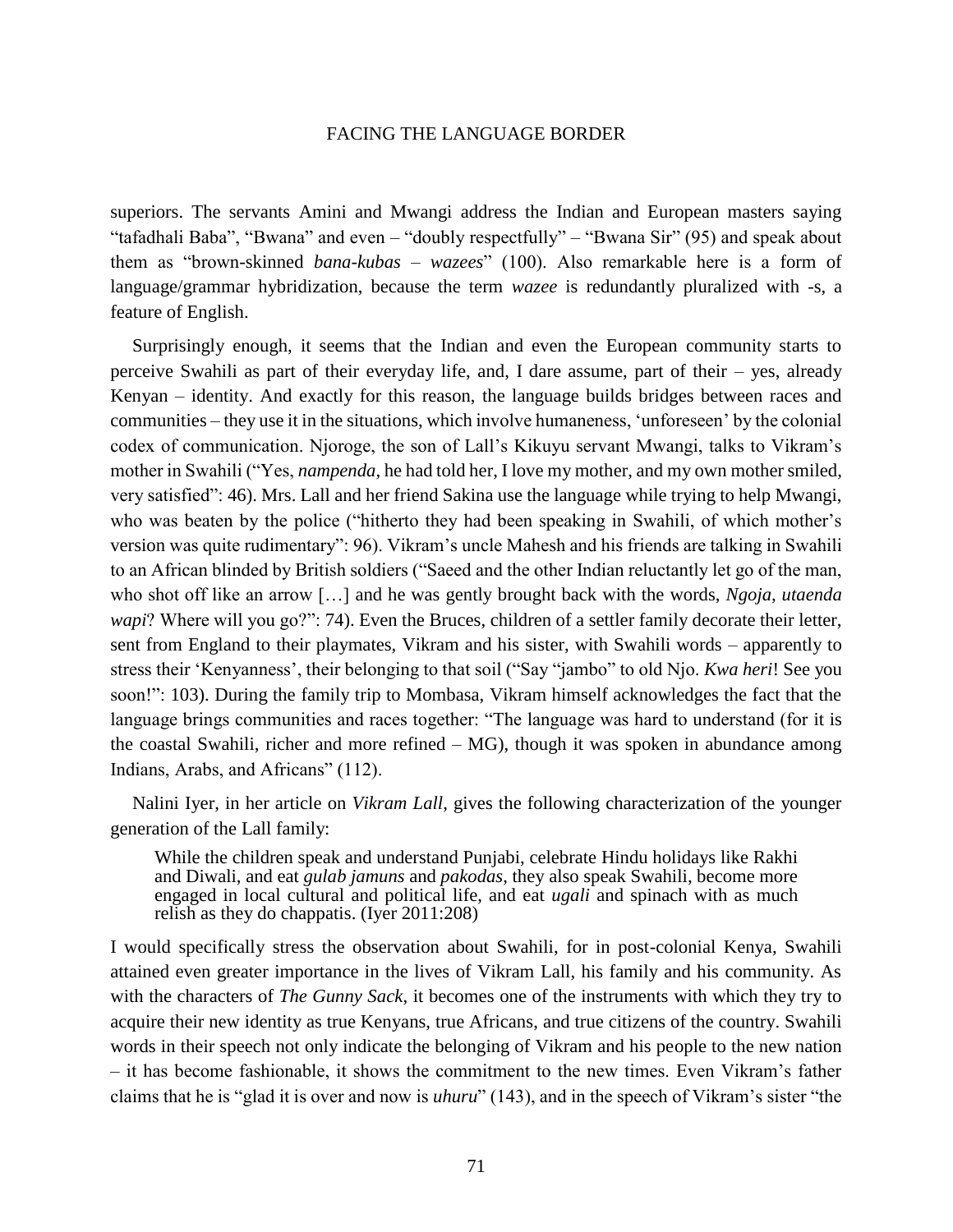superiors. The servants Amini and Mwangi address the Indian and European masters saying "tafadhali Baba", "Bwana" and even – "doubly respectfully" – "Bwana Sir" (95) and speak about them as "brown-skinned *bana-kubas* – *wazees*" (100). Also remarkable here is a form of language/grammar hybridization, because the term *wazee* is redundantly pluralized with -s, a feature of English.

Surprisingly enough, it seems that the Indian and even the European community starts to perceive Swahili as part of their everyday life, and, I dare assume, part of their – yes, already Kenyan – identity. And exactly for this reason, the language builds bridges between races and communities – they use it in the situations, which involve humaneness, 'unforeseen' by the colonial codex of communication. Njoroge, the son of Lall's Kikuyu servant Mwangi, talks to Vikram's mother in Swahili ("Yes, *nampenda*, he had told her, I love my mother, and my own mother smiled, very satisfied": 46). Mrs. Lall and her friend Sakina use the language while trying to help Mwangi, who was beaten by the police ("hitherto they had been speaking in Swahili, of which mother's version was quite rudimentary": 96). Vikram's uncle Mahesh and his friends are talking in Swahili to an African blinded by British soldiers ("Saeed and the other Indian reluctantly let go of the man, who shot off like an arrow […] and he was gently brought back with the words, *Ngoja, utaenda wapi*? Where will you go?": 74). Even the Bruces, children of a settler family decorate their letter, sent from England to their playmates, Vikram and his sister, with Swahili words – apparently to stress their 'Kenyanness', their belonging to that soil ("Say "jambo" to old Njo. *Kwa heri*! See you soon!": 103). During the family trip to Mombasa, Vikram himself acknowledges the fact that the language brings communities and races together: "The language was hard to understand (for it is the coastal Swahili, richer and more refined – MG), though it was spoken in abundance among Indians, Arabs, and Africans" (112).

Nalini Iyer, in her article on *Vikram Lall*, gives the following characterization of the younger generation of the Lall family:

> While the children speak and understand Punjabi, celebrate Hindu holidays like Rakhi and Diwali, and eat *gulab jamuns* and *pakodas*, they also speak Swahili, become more engaged in local cultural and political life, and eat *ugali* and spinach with as much relish as they do chappatis. (Iyer 2011:208)

I would specifically stress the observation about Swahili, for in post-colonial Kenya, Swahili attained even greater importance in the lives of Vikram Lall, his family and his community. As with the characters of *The Gunny Sack*, it becomes one of the instruments with which they try to acquire their new identity as true Kenyans, true Africans, and true citizens of the country. Swahili words in their speech not only indicate the belonging of Vikram and his people to the new nation – it has become fashionable, it shows the commitment to the new times. Even Vikram's father claims that he is "glad it is over and now is *uhuru*" (143), and in the speech of Vikram's sister "the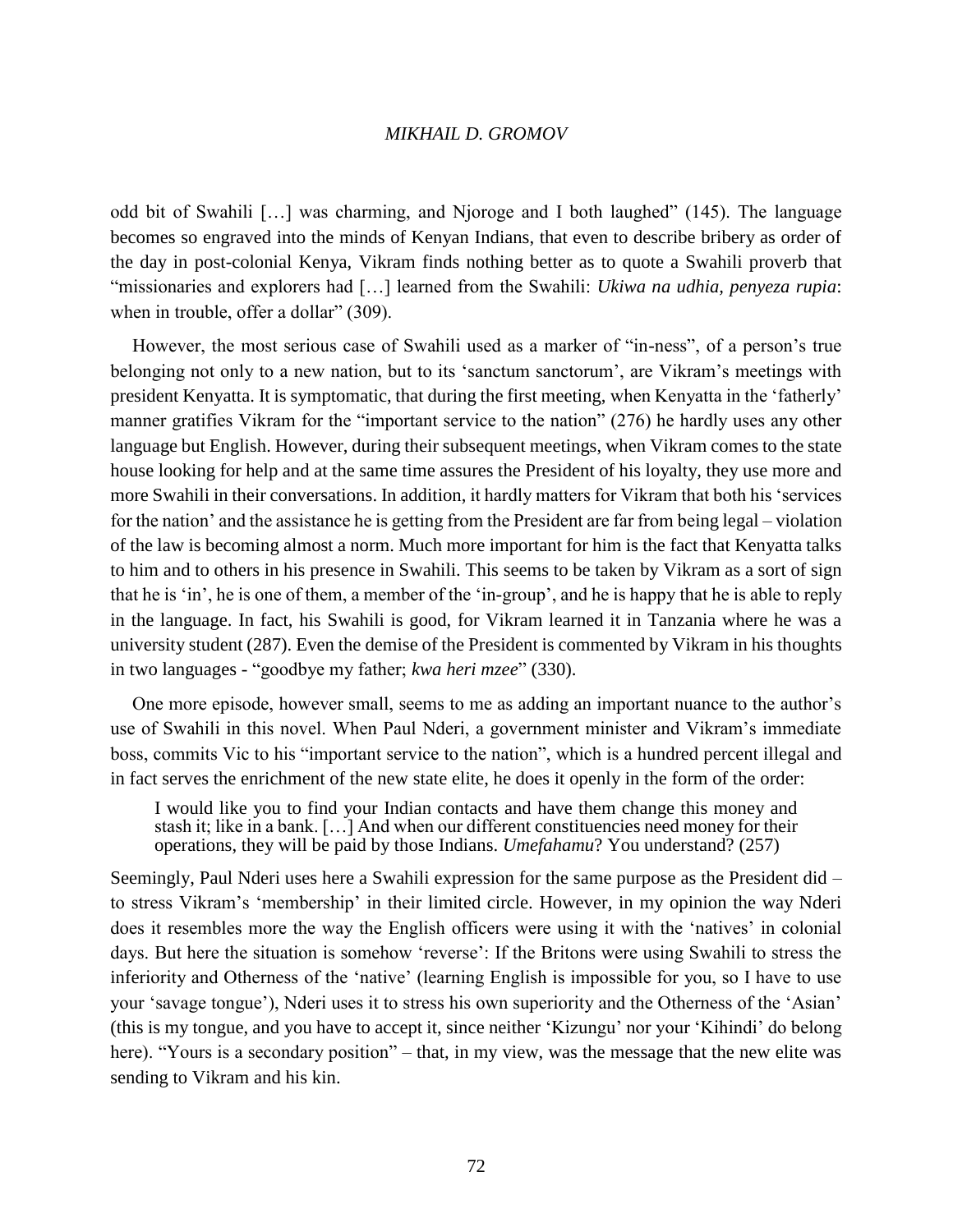odd bit of Swahili […] was charming, and Njoroge and I both laughed" (145). The language becomes so engraved into the minds of Kenyan Indians, that even to describe bribery as order of the day in post-colonial Kenya, Vikram finds nothing better as to quote a Swahili proverb that "missionaries and explorers had […] learned from the Swahili: *Ukiwa na udhia, penyeza rupia*: when in trouble, offer a dollar" (309).

However, the most serious case of Swahili used as a marker of "in-ness", of a person's true belonging not only to a new nation, but to its 'sanctum sanctorum', are Vikram's meetings with president Kenyatta. It is symptomatic, that during the first meeting, when Kenyatta in the 'fatherly' manner gratifies Vikram for the "important service to the nation" (276) he hardly uses any other language but English. However, during their subsequent meetings, when Vikram comes to the state house looking for help and at the same time assures the President of his loyalty, they use more and more Swahili in their conversations. In addition, it hardly matters for Vikram that both his 'services for the nation' and the assistance he is getting from the President are far from being legal – violation of the law is becoming almost a norm. Much more important for him is the fact that Kenyatta talks to him and to others in his presence in Swahili. This seems to be taken by Vikram as a sort of sign that he is 'in', he is one of them, a member of the 'in-group', and he is happy that he is able to reply in the language. In fact, his Swahili is good, for Vikram learned it in Tanzania where he was a university student (287). Even the demise of the President is commented by Vikram in his thoughts in two languages - "goodbye my father; *kwa heri mzee*" (330).

One more episode, however small, seems to me as adding an important nuance to the author's use of Swahili in this novel. When Paul Nderi, a government minister and Vikram's immediate boss, commits Vic to his "important service to the nation", which is a hundred percent illegal and in fact serves the enrichment of the new state elite, he does it openly in the form of the order:

> I would like you to find your Indian contacts and have them change this money and stash it; like in a bank. […] And when our different constituencies need money for their operations, they will be paid by those Indians. *Umefahamu*? You understand? (257)

Seemingly, Paul Nderi uses here a Swahili expression for the same purpose as the President did – to stress Vikram's 'membership' in their limited circle. However, in my opinion the way Nderi does it resembles more the way the English officers were using it with the 'natives' in colonial days. But here the situation is somehow 'reverse': If the Britons were using Swahili to stress the inferiority and Otherness of the 'native' (learning English is impossible for you, so I have to use your 'savage tongue'), Nderi uses it to stress his own superiority and the Otherness of the 'Asian' (this is my tongue, and you have to accept it, since neither 'Kizungu' nor your 'Kihindi' do belong here). "Yours is a secondary position" – that, in my view, was the message that the new elite was sending to Vikram and his kin.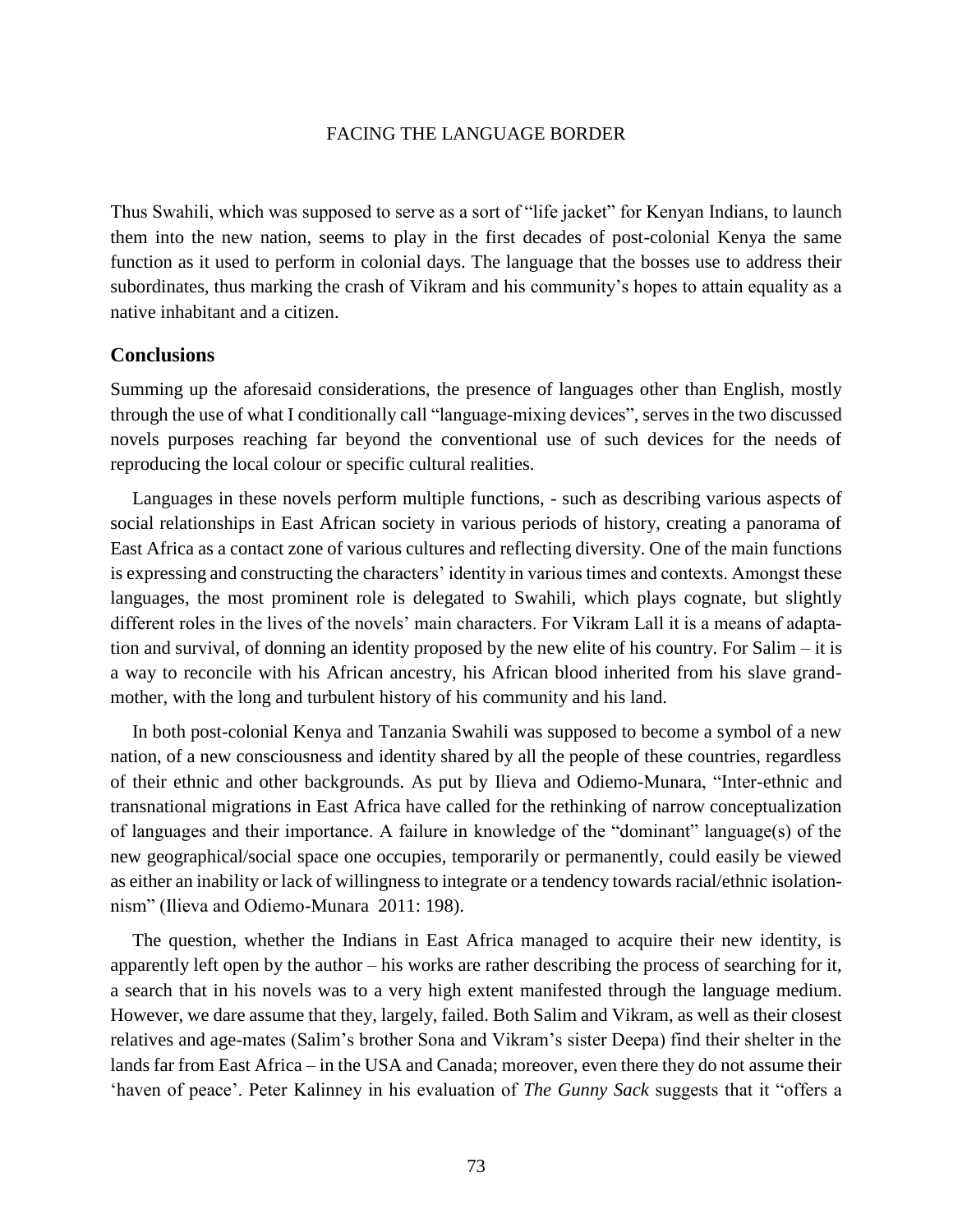Thus Swahili, which was supposed to serve as a sort of "life jacket" for Kenyan Indians, to launch them into the new nation, seems to play in the first decades of post-colonial Kenya the same function as it used to perform in colonial days. The language that the bosses use to address their subordinates, thus marking the crash of Vikram and his community's hopes to attain equality as a native inhabitant and a citizen.

## Conclusions

Summing up the aforesaid considerations, the presence of languages other than English, mostly through the use of what I conditionally call "language-mixing devices", serves in the two discussed novels purposes reaching far beyond the conventional use of such devices for the needs of reproducing the local colour or specific cultural realities.

Languages in these novels perform multiple functions, - such as describing various aspects of social relationships in East African society in various periods of history, creating a panorama of East Africa as a contact zone of various cultures and reflecting diversity. One of the main functions is expressing and constructing the characters' identity in various times and contexts. Amongst these languages, the most prominent role is delegated to Swahili, which plays cognate, but slightly different roles in the lives of the novels' main characters. For Vikram Lall it is a means of adaptation and survival, of donning an identity proposed by the new elite of his country. For Salim – it is a way to reconcile with his African ancestry, his African blood inherited from his slave grandmother, with the long and turbulent history of his community and his land.

In both post-colonial Kenya and Tanzania Swahili was supposed to become a symbol of a new nation, of a new consciousness and identity shared by all the people of these countries, regardless of their ethnic and other backgrounds. As put by Ilieva and Odiemo-Munara, "Inter-ethnic and transnational migrations in East Africa have called for the rethinking of narrow conceptualization of languages and their importance. A failure in knowledge of the "dominant" language(s) of the new geographical/social space one occupies, temporarily or permanently, could easily be viewed as either an inability or lack of willingness to integrate or a tendency towards racial/ethnic isolationnism" (Ilieva and Odiemo-Munara 2011: 198).

The question, whether the Indians in East Africa managed to acquire their new identity, is apparently left open by the author – his works are rather describing the process of searching for it, a search that in his novels was to a very high extent manifested through the language medium. However, we dare assume that they, largely, failed. Both Salim and Vikram, as well as their closest relatives and age-mates (Salim's brother Sona and Vikram's sister Deepa) find their shelter in the lands far from East Africa – in the USA and Canada; moreover, even there they do not assume their 'haven of peace'. Peter Kalinney in his evaluation of *The Gunny Sack* suggests that it "offers a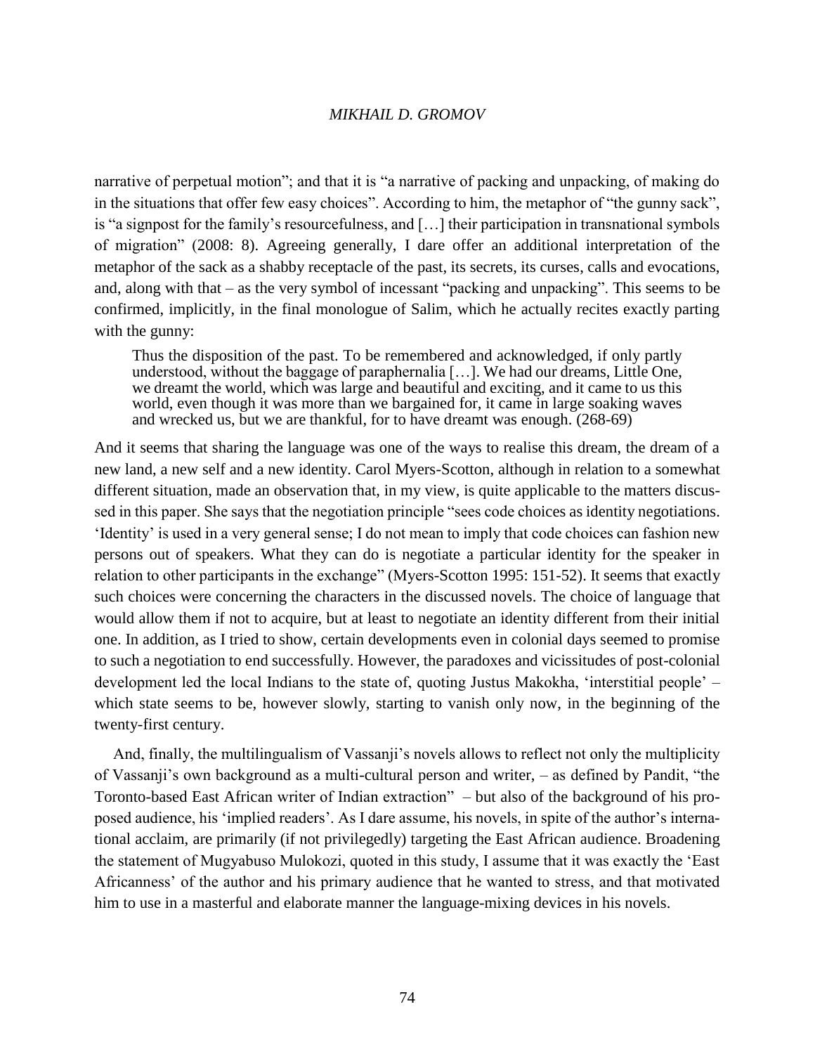narrative of perpetual motion"; and that it is "a narrative of packing and unpacking, of making do in the situations that offer few easy choices". According to him, the metaphor of "the gunny sack", is "a signpost for the family's resourcefulness, and […] their participation in transnational symbols of migration" (2008: 8). Agreeing generally, I dare offer an additional interpretation of the metaphor of the sack as a shabby receptacle of the past, its secrets, its curses, calls and evocations, and, along with that – as the very symbol of incessant "packing and unpacking". This seems to be confirmed, implicitly, in the final monologue of Salim, which he actually recites exactly parting with the gunny:

> Thus the disposition of the past. To be remembered and acknowledged, if only partly understood, without the baggage of paraphernalia […]. We had our dreams, Little One, we dreamt the world, which was large and beautiful and exciting, and it came to us this world, even though it was more than we bargained for, it came in large soaking waves and wrecked us, but we are thankful, for to have dreamt was enough. (268-69)

And it seems that sharing the language was one of the ways to realise this dream, the dream of a new land, a new self and a new identity. Carol Myers-Scotton, although in relation to a somewhat different situation, made an observation that, in my view, is quite applicable to the matters discussed in this paper. She says that the negotiation principle "sees code choices as identity negotiations. 'Identity' is used in a very general sense; I do not mean to imply that code choices can fashion new persons out of speakers. What they can do is negotiate a particular identity for the speaker in relation to other participants in the exchange" (Myers-Scotton 1995: 151-52). It seems that exactly such choices were concerning the characters in the discussed novels. The choice of language that would allow them if not to acquire, but at least to negotiate an identity different from their initial one. In addition, as I tried to show, certain developments even in colonial days seemed to promise to such a negotiation to end successfully. However, the paradoxes and vicissitudes of post-colonial development led the local Indians to the state of, quoting Justus Makokha, 'interstitial people' – which state seems to be, however slowly, starting to vanish only now, in the beginning of the twenty-first century.

And, finally, the multilingualism of Vassanji's novels allows to reflect not only the multiplicity of Vassanji's own background as a multi-cultural person and writer, – as defined by Pandit, "the Toronto-based East African writer of Indian extraction" – but also of the background of his proposed audience, his 'implied readers'. As I dare assume, his novels, in spite of the author's international acclaim, are primarily (if not privilegedly) targeting the East African audience. Broadening the statement of Mugyabuso Mulokozi, quoted in this study, I assume that it was exactly the 'East Africanness' of the author and his primary audience that he wanted to stress, and that motivated him to use in a masterful and elaborate manner the language-mixing devices in his novels.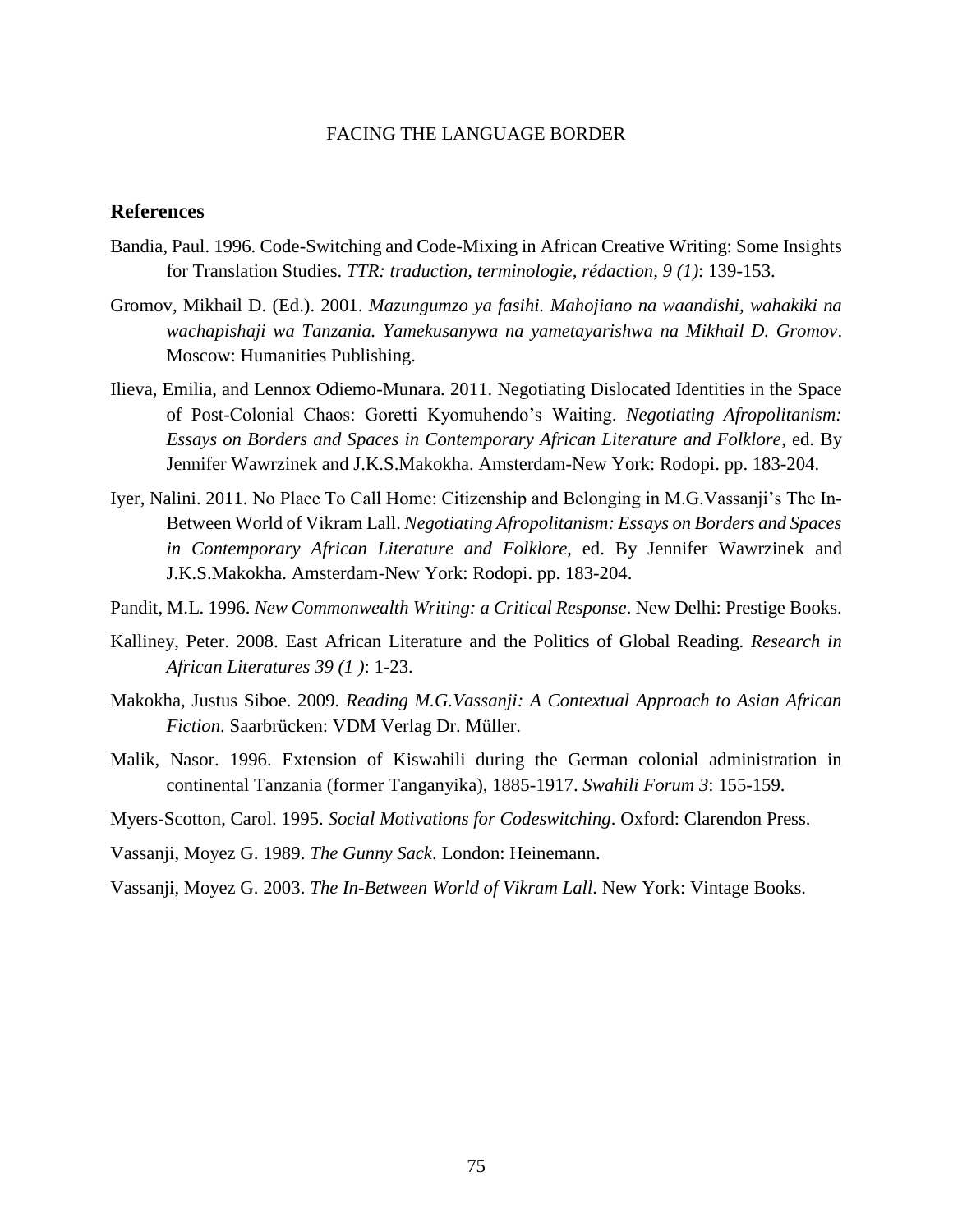## References

Bandia, Paul. 1996. Code-Switching and Code-Mixing in African Creative Writing: Some Insights for Translation Studies. *TTR: traduction, terminologie, rédaction, 9 (1)*: 139-153.

Gromov, Mikhail D. (Ed.). 2001. *Mazungumzo ya fasihi. Mahojiano na waandishi, wahakiki na wachapishaji wa Tanzania. Yamekusanywa na yametayarishwa na Mikhail D. Gromov*. Moscow: Humanities Publishing.

Ilieva, Emilia, and Lennox Odiemo-Munara. 2011. Negotiating Dislocated Identities in the Space of Post-Colonial Chaos: Goretti Kyomuhendo's Waiting. *Negotiating Afropolitanism: Essays on Borders and Spaces in Contemporary African Literature and Folklore*, ed. By Jennifer Wawrzinek and J.K.S.Makokha. Amsterdam-New York: Rodopi. pp. 183-204.

Iyer, Nalini. 2011. No Place To Call Home: Citizenship and Belonging in M.G.Vassanji's The In-Between World of Vikram Lall. *Negotiating Afropolitanism: Essays on Borders and Spaces in Contemporary African Literature and Folklore*, ed. By Jennifer Wawrzinek and J.K.S.Makokha. Amsterdam-New York: Rodopi. pp. 183-204.

Pandit, M.L. 1996. *New Commonwealth Writing: a Critical Response*. New Delhi: Prestige Books.

Kalliney, Peter. 2008. East African Literature and the Politics of Global Reading. *Research in African Literatures 39 (1 )*: 1-23.

Makokha, Justus Siboe. 2009. *Reading M.G.Vassanji: A Contextual Approach to Asian African Fiction*. Saarbrücken: VDM Verlag Dr. Müller.

Malik, Nasor. 1996. Extension of Kiswahili during the German colonial administration in continental Tanzania (former Tanganyika), 1885-1917. *Swahili Forum 3*: 155-159.

Myers-Scotton, Carol. 1995. *Social Motivations for Codeswitching*. Oxford: Clarendon Press.

Vassanji, Moyez G. 1989. *The Gunny Sack*. London: Heinemann.

Vassanji, Moyez G. 2003. *The In-Between World of Vikram Lall*. New York: Vintage Books.